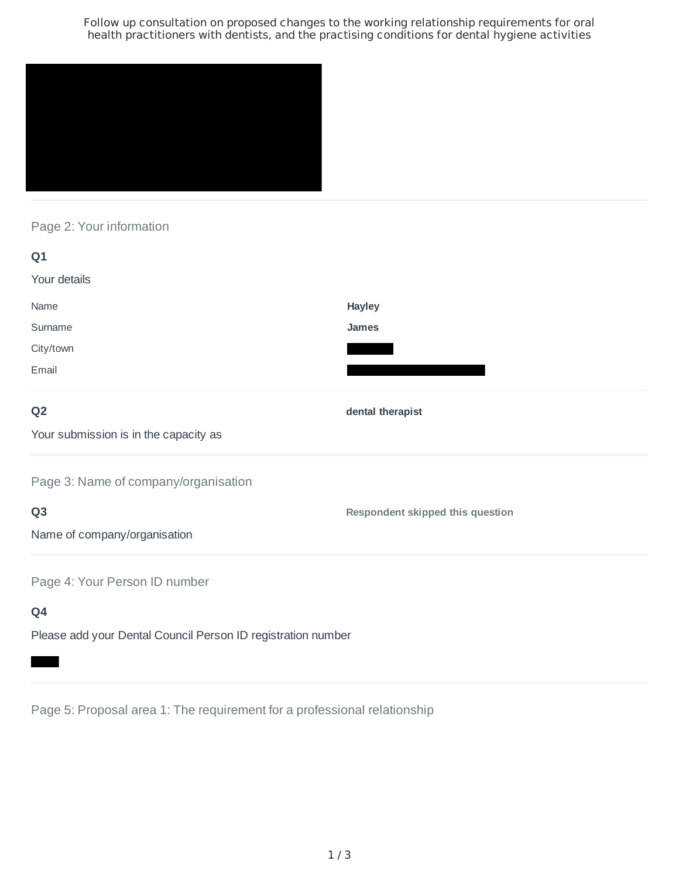Follow up consultation on proposed changes to the working relationship requirements for oral health practitioners with dentists, and the practising conditions for dental hygiene activities

## Page 2: Your information

**Q1**

Your details

| | |
|---|---|
| Name | **Hayley** |
| Surname | **James** |
| City/town | |
| Email | |

**Q2**

Your submission is in the capacity as

**dental therapist**

## Page 3: Name of company/organisation

**Q3**

Name of company/organisation

**Respondent skipped this question**

## Page 4: Your Person ID number

**Q4**

Please add your Dental Council Person ID registration number

## Page 5: Proposal area 1: The requirement for a professional relationship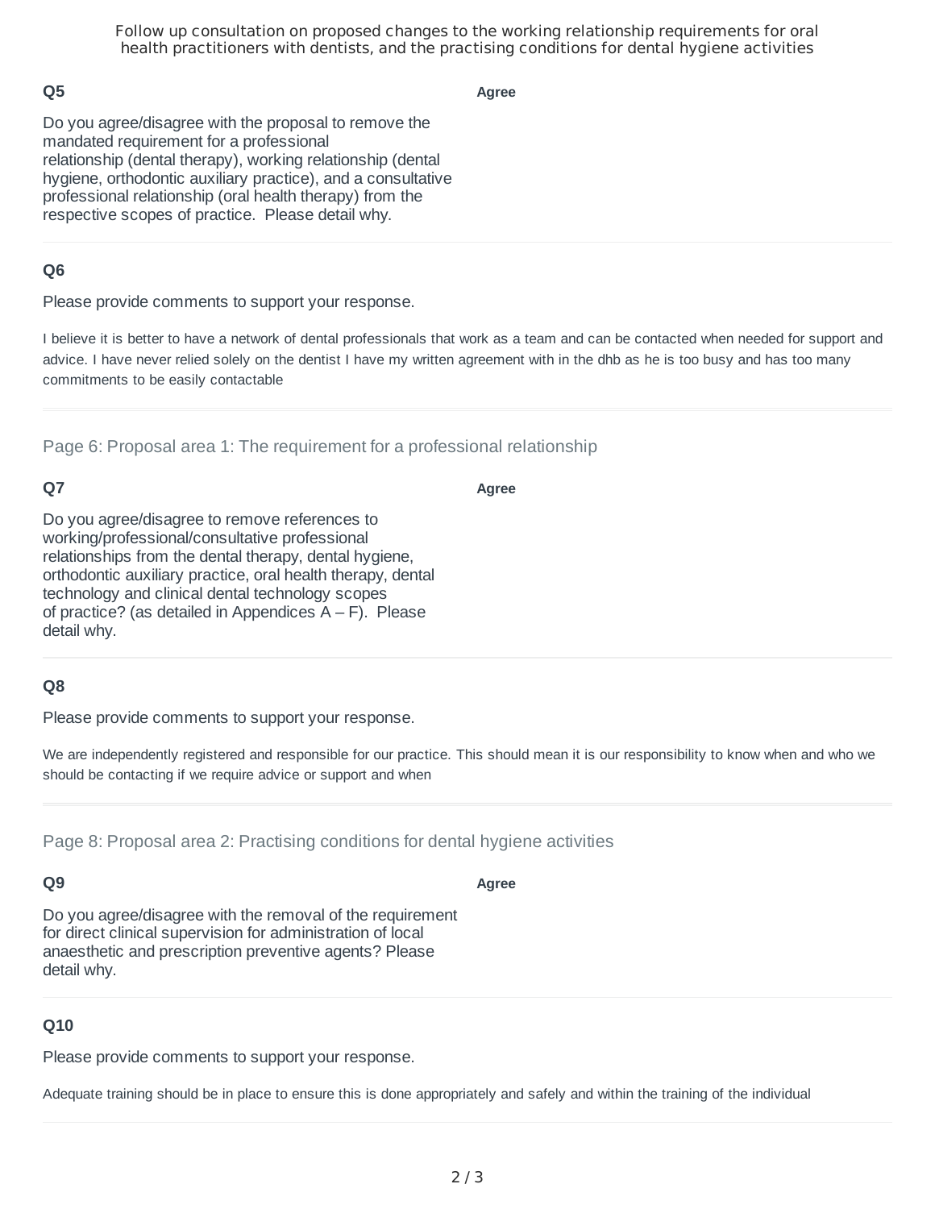### Q5

**Agree**

Do you agree/disagree with the proposal to remove the mandated requirement for a professional relationship (dental therapy), working relationship (dental hygiene, orthodontic auxiliary practice), and a consultative professional relationship (oral health therapy) from the respective scopes of practice. Please detail why.

### Q6

Please provide comments to support your response.

I believe it is better to have a network of dental professionals that work as a team and can be contacted when needed for support and advice. I have never relied solely on the dentist I have my written agreement with in the dhb as he is too busy and has too many commitments to be easily contactable

## Page 6: Proposal area 1: The requirement for a professional relationship

### Q7

**Agree**

Do you agree/disagree to remove references to working/professional/consultative professional relationships from the dental therapy, dental hygiene, orthodontic auxiliary practice, oral health therapy, dental technology and clinical dental technology scopes of practice? (as detailed in Appendices A – F). Please detail why.

### Q8

Please provide comments to support your response.

We are independently registered and responsible for our practice. This should mean it is our responsibility to know when and who we should be contacting if we require advice or support and when

## Page 8: Proposal area 2: Practising conditions for dental hygiene activities

### Q9

**Agree**

Do you agree/disagree with the removal of the requirement for direct clinical supervision for administration of local anaesthetic and prescription preventive agents? Please detail why.

### Q10

Please provide comments to support your response.

Adequate training should be in place to ensure this is done appropriately and safely and within the training of the individual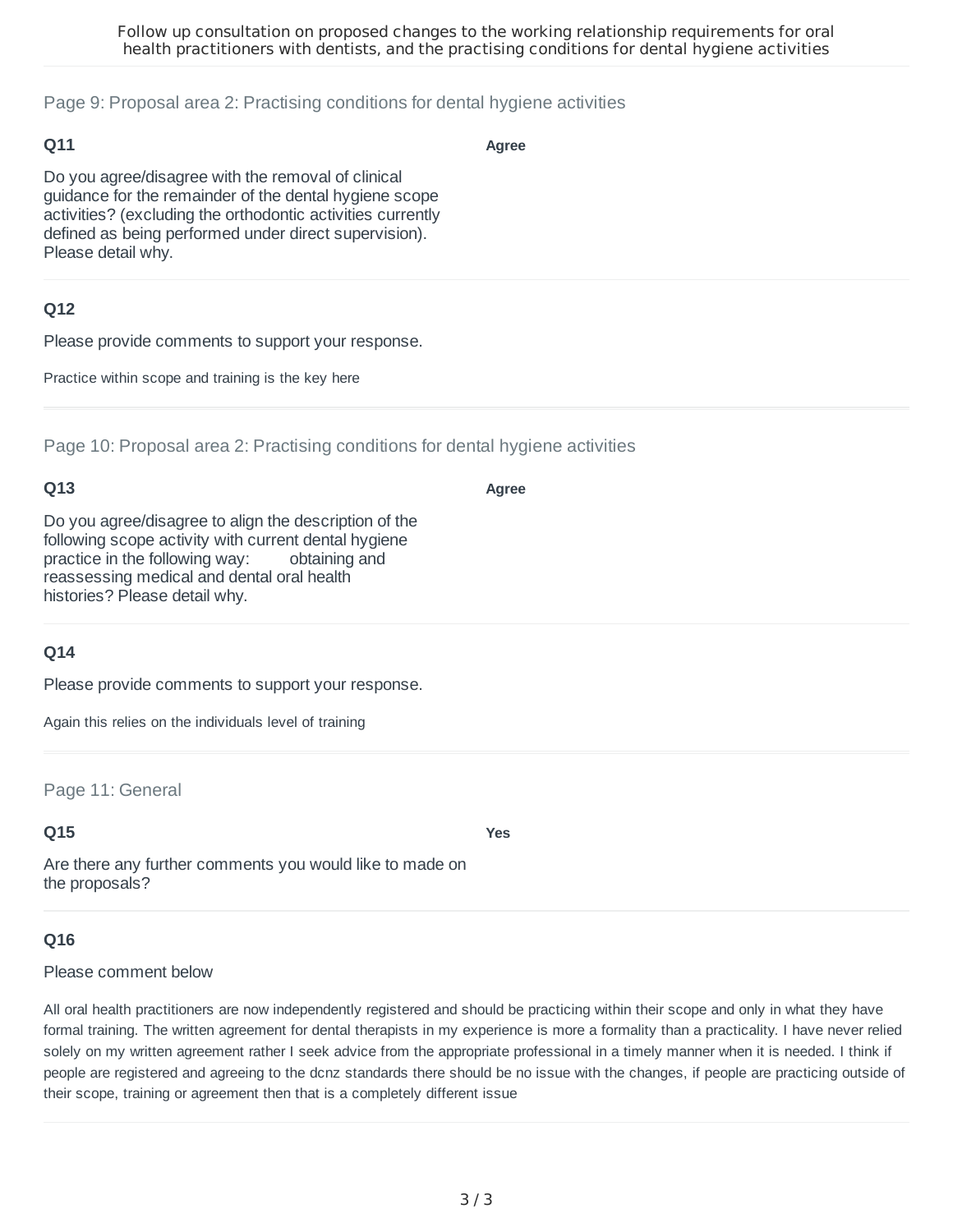## Page 9: Proposal area 2: Practising conditions for dental hygiene activities

### Q11

Do you agree/disagree with the removal of clinical guidance for the remainder of the dental hygiene scope activities? (excluding the orthodontic activities currently defined as being performed under direct supervision). Please detail why.

**Agree**

### Q12

Please provide comments to support your response.

Practice within scope and training is the key here

## Page 10: Proposal area 2: Practising conditions for dental hygiene activities

### Q13

Do you agree/disagree to align the description of the following scope activity with current dental hygiene practice in the following way: obtaining and reassessing medical and dental oral health histories? Please detail why.

**Agree**

### Q14

Please provide comments to support your response.

Again this relies on the individuals level of training

## Page 11: General

### Q15

Are there any further comments you would like to made on the proposals?

**Yes**

### Q16

Please comment below

All oral health practitioners are now independently registered and should be practicing within their scope and only in what they have formal training. The written agreement for dental therapists in my experience is more a formality than a practicality. I have never relied solely on my written agreement rather I seek advice from the appropriate professional in a timely manner when it is needed. I think if people are registered and agreeing to the dcnz standards there should be no issue with the changes, if people are practicing outside of their scope, training or agreement then that is a completely different issue